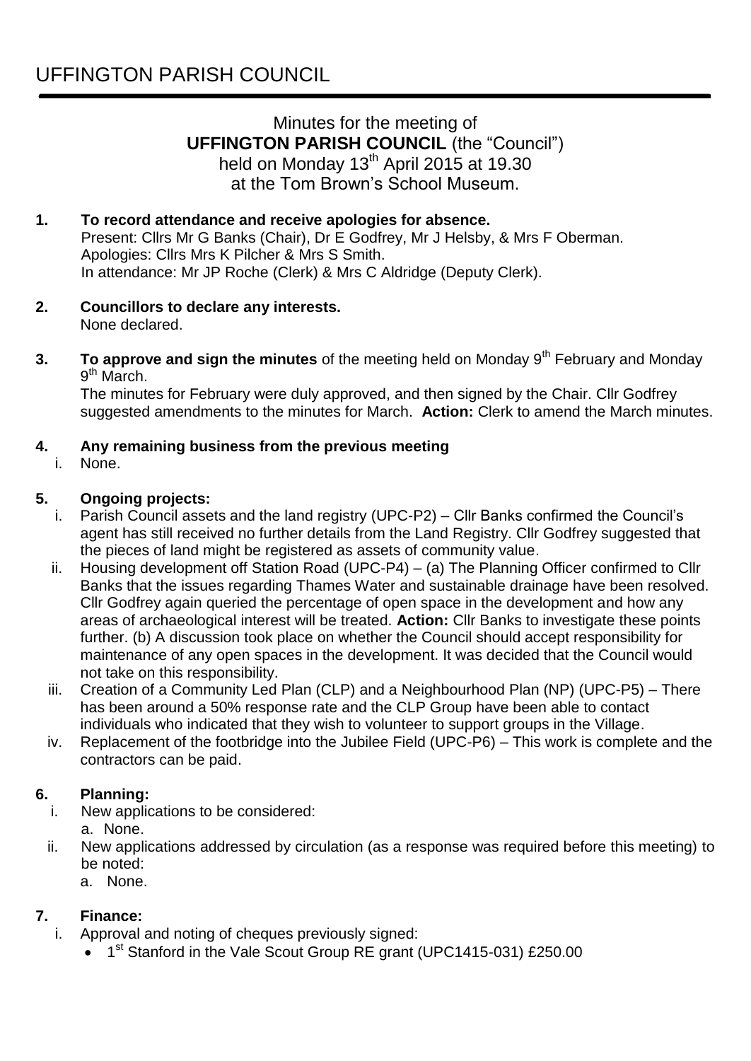// UFFINGTON PARISH COUNCIL

Minutes for the meeting of
**UFFINGTON PARISH COUNCIL** (the "Council")
held on Monday 13th April 2015 at 19.30
at the Tom Brown's School Museum.

**1. To record attendance and receive apologies for absence.**
Present: Cllrs Mr G Banks (Chair), Dr E Godfrey, Mr J Helsby, & Mrs F Oberman.
Apologies: Cllrs Mrs K Pilcher & Mrs S Smith.
In attendance: Mr JP Roche (Clerk) & Mrs C Aldridge (Deputy Clerk).

**2. Councillors to declare any interests.**
None declared.

**3. To approve and sign the minutes** of the meeting held on Monday 9th February and Monday 9th March.
The minutes for February were duly approved, and then signed by the Chair. Cllr Godfrey suggested amendments to the minutes for March. **Action:** Clerk to amend the March minutes.

**4. Any remaining business from the previous meeting**

i. None.

**5. Ongoing projects:**

i. Parish Council assets and the land registry (UPC-P2) – Cllr Banks confirmed the Council's agent has still received no further details from the Land Registry. Cllr Godfrey suggested that the pieces of land might be registered as assets of community value.

ii. Housing development off Station Road (UPC-P4) – (a) The Planning Officer confirmed to Cllr Banks that the issues regarding Thames Water and sustainable drainage have been resolved. Cllr Godfrey again queried the percentage of open space in the development and how any areas of archaeological interest will be treated. **Action:** Cllr Banks to investigate these points further. (b) A discussion took place on whether the Council should accept responsibility for maintenance of any open spaces in the development. It was decided that the Council would not take on this responsibility.

iii. Creation of a Community Led Plan (CLP) and a Neighbourhood Plan (NP) (UPC-P5) – There has been around a 50% response rate and the CLP Group have been able to contact individuals who indicated that they wish to volunteer to support groups in the Village.

iv. Replacement of the footbridge into the Jubilee Field (UPC-P6) – This work is complete and the contractors can be paid.

**6. Planning:**

i. New applications to be considered:
   a. None.

ii. New applications addressed by circulation (as a response was required before this meeting) to be noted:
   a. None.

**7. Finance:**

i. Approval and noting of cheques previously signed:
   - 1st Stanford in the Vale Scout Group RE grant (UPC1415-031) £250.00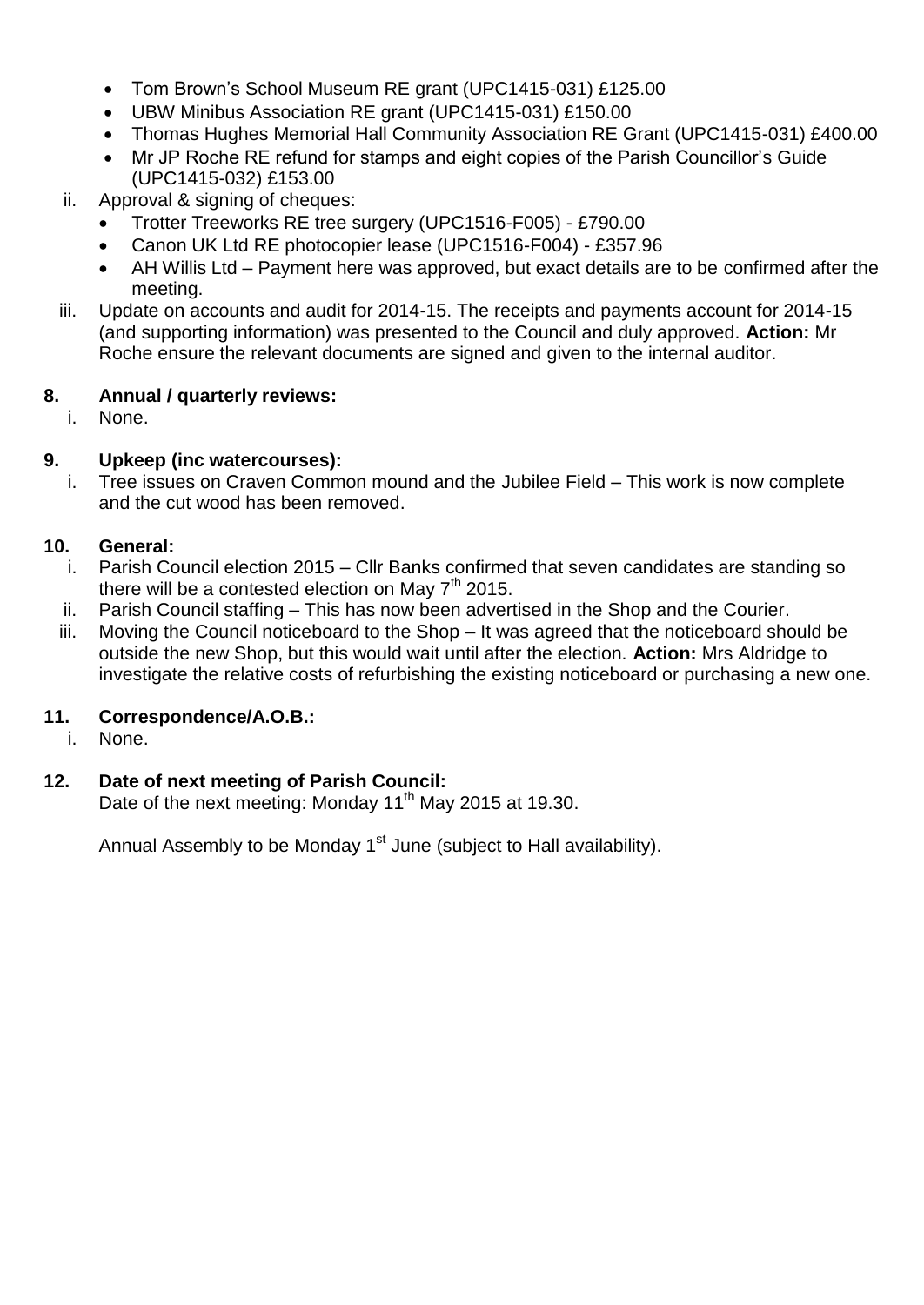- Tom Brown's School Museum RE grant (UPC1415-031) £125.00
- UBW Minibus Association RE grant (UPC1415-031) £150.00
- Thomas Hughes Memorial Hall Community Association RE Grant (UPC1415-031) £400.00
- Mr JP Roche RE refund for stamps and eight copies of the Parish Councillor's Guide (UPC1415-032) £153.00

ii. Approval & signing of cheques:
- Trotter Treeworks RE tree surgery (UPC1516-F005) - £790.00
- Canon UK Ltd RE photocopier lease (UPC1516-F004) - £357.96
- AH Willis Ltd – Payment here was approved, but exact details are to be confirmed after the meeting.

iii. Update on accounts and audit for 2014-15. The receipts and payments account for 2014-15 (and supporting information) was presented to the Council and duly approved. **Action:** Mr Roche ensure the relevant documents are signed and given to the internal auditor.

**8. Annual / quarterly reviews:**

i. None.

**9. Upkeep (inc watercourses):**

i. Tree issues on Craven Common mound and the Jubilee Field – This work is now complete and the cut wood has been removed.

**10. General:**

i. Parish Council election 2015 – Cllr Banks confirmed that seven candidates are standing so there will be a contested election on May 7th 2015.

ii. Parish Council staffing – This has now been advertised in the Shop and the Courier.

iii. Moving the Council noticeboard to the Shop – It was agreed that the noticeboard should be outside the new Shop, but this would wait until after the election. **Action:** Mrs Aldridge to investigate the relative costs of refurbishing the existing noticeboard or purchasing a new one.

**11. Correspondence/A.O.B.:**

i. None.

**12. Date of next meeting of Parish Council:**

Date of the next meeting: Monday 11th May 2015 at 19.30.

Annual Assembly to be Monday 1st June (subject to Hall availability).